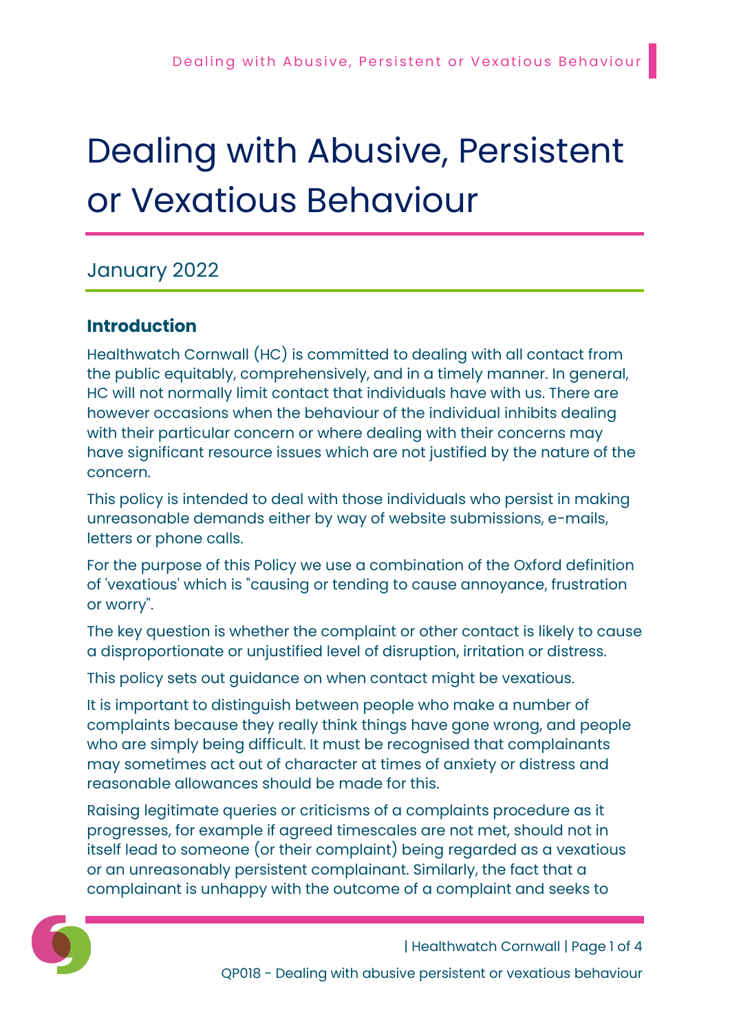# Dealing with Abusive, Persistent or Vexatious Behaviour

January 2022

## Introduction

Healthwatch Cornwall (HC) is committed to dealing with all contact from the public equitably, comprehensively, and in a timely manner. In general, HC will not normally limit contact that individuals have with us. There are however occasions when the behaviour of the individual inhibits dealing with their particular concern or where dealing with their concerns may have significant resource issues which are not justified by the nature of the concern.

This policy is intended to deal with those individuals who persist in making unreasonable demands either by way of website submissions, e-mails, letters or phone calls.

For the purpose of this Policy we use a combination of the Oxford definition of 'vexatious' which is "causing or tending to cause annoyance, frustration or worry".

The key question is whether the complaint or other contact is likely to cause a disproportionate or unjustified level of disruption, irritation or distress.

This policy sets out guidance on when contact might be vexatious.

It is important to distinguish between people who make a number of complaints because they really think things have gone wrong, and people who are simply being difficult. It must be recognised that complainants may sometimes act out of character at times of anxiety or distress and reasonable allowances should be made for this.

Raising legitimate queries or criticisms of a complaints procedure as it progresses, for example if agreed timescales are not met, should not in itself lead to someone (or their complaint) being regarded as a vexatious or an unreasonably persistent complainant. Similarly, the fact that a complainant is unhappy with the outcome of a complaint and seeks to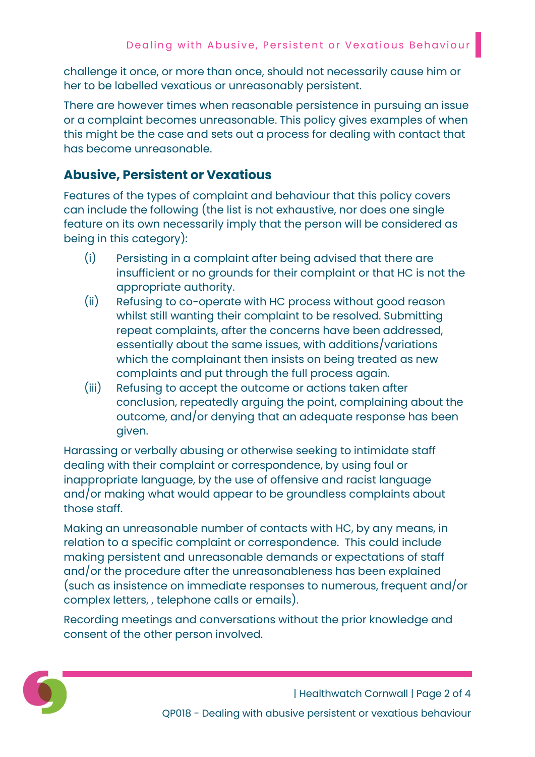challenge it once, or more than once, should not necessarily cause him or her to be labelled vexatious or unreasonably persistent.

There are however times when reasonable persistence in pursuing an issue or a complaint becomes unreasonable. This policy gives examples of when this might be the case and sets out a process for dealing with contact that has become unreasonable.

## Abusive, Persistent or Vexatious

Features of the types of complaint and behaviour that this policy covers can include the following (the list is not exhaustive, nor does one single feature on its own necessarily imply that the person will be considered as being in this category):

(i) Persisting in a complaint after being advised that there are insufficient or no grounds for their complaint or that HC is not the appropriate authority.

(ii) Refusing to co-operate with HC process without good reason whilst still wanting their complaint to be resolved. Submitting repeat complaints, after the concerns have been addressed, essentially about the same issues, with additions/variations which the complainant then insists on being treated as new complaints and put through the full process again.

(iii) Refusing to accept the outcome or actions taken after conclusion, repeatedly arguing the point, complaining about the outcome, and/or denying that an adequate response has been given.

Harassing or verbally abusing or otherwise seeking to intimidate staff dealing with their complaint or correspondence, by using foul or inappropriate language, by the use of offensive and racist language and/or making what would appear to be groundless complaints about those staff.

Making an unreasonable number of contacts with HC, by any means, in relation to a specific complaint or correspondence. This could include making persistent and unreasonable demands or expectations of staff and/or the procedure after the unreasonableness has been explained (such as insistence on immediate responses to numerous, frequent and/or complex letters, , telephone calls or emails).

Recording meetings and conversations without the prior knowledge and consent of the other person involved.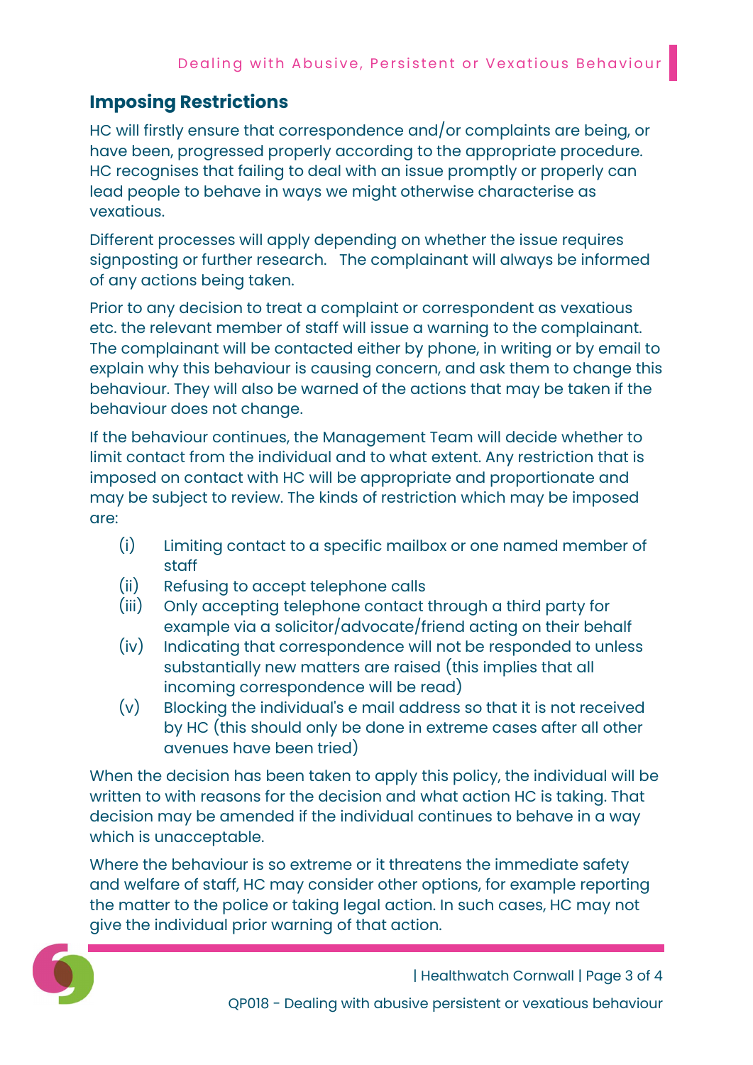## Imposing Restrictions

HC will firstly ensure that correspondence and/or complaints are being, or have been, progressed properly according to the appropriate procedure. HC recognises that failing to deal with an issue promptly or properly can lead people to behave in ways we might otherwise characterise as vexatious.

Different processes will apply depending on whether the issue requires signposting or further research. The complainant will always be informed of any actions being taken.

Prior to any decision to treat a complaint or correspondent as vexatious etc. the relevant member of staff will issue a warning to the complainant. The complainant will be contacted either by phone, in writing or by email to explain why this behaviour is causing concern, and ask them to change this behaviour. They will also be warned of the actions that may be taken if the behaviour does not change.

If the behaviour continues, the Management Team will decide whether to limit contact from the individual and to what extent. Any restriction that is imposed on contact with HC will be appropriate and proportionate and may be subject to review. The kinds of restriction which may be imposed are:

(i) Limiting contact to a specific mailbox or one named member of staff
(ii) Refusing to accept telephone calls
(iii) Only accepting telephone contact through a third party for example via a solicitor/advocate/friend acting on their behalf
(iv) Indicating that correspondence will not be responded to unless substantially new matters are raised (this implies that all incoming correspondence will be read)
(v) Blocking the individual's e mail address so that it is not received by HC (this should only be done in extreme cases after all other avenues have been tried)

When the decision has been taken to apply this policy, the individual will be written to with reasons for the decision and what action HC is taking. That decision may be amended if the individual continues to behave in a way which is unacceptable.

Where the behaviour is so extreme or it threatens the immediate safety and welfare of staff, HC may consider other options, for example reporting the matter to the police or taking legal action. In such cases, HC may not give the individual prior warning of that action.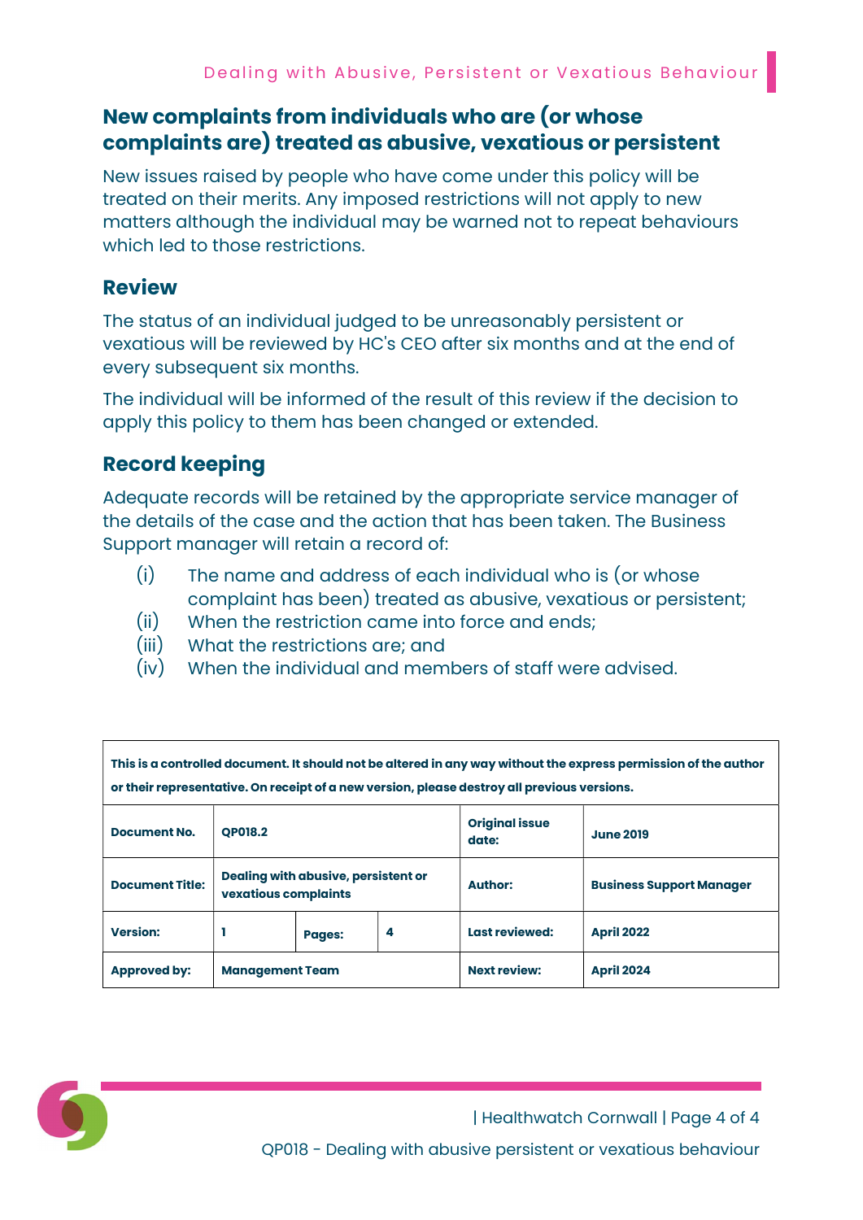## New complaints from individuals who are (or whose complaints are) treated as abusive, vexatious or persistent

New issues raised by people who have come under this policy will be treated on their merits. Any imposed restrictions will not apply to new matters although the individual may be warned not to repeat behaviours which led to those restrictions.

## Review

The status of an individual judged to be unreasonably persistent or vexatious will be reviewed by HC's CEO after six months and at the end of every subsequent six months.

The individual will be informed of the result of this review if the decision to apply this policy to them has been changed or extended.

## Record keeping

Adequate records will be retained by the appropriate service manager of the details of the case and the action that has been taken. The Business Support manager will retain a record of:

(i) The name and address of each individual who is (or whose complaint has been) treated as abusive, vexatious or persistent;
(ii) When the restriction came into force and ends;
(iii) What the restrictions are; and
(iv) When the individual and members of staff were advised.

| | | | | | |
|---|---|---|---|---|---|
| **This is a controlled document. It should not be altered in any way without the express permission of the author or their representative. On receipt of a new version, please destroy all previous versions.** | | | | | |
| **Document No.** | **QP018.2** | | | **Original issue date:** | **June 2019** |
| **Document Title:** | **Dealing with abusive, persistent or vexatious complaints** | | | **Author:** | **Business Support Manager** |
| **Version:** | **1** | **Pages:** | **4** | **Last reviewed:** | **April 2022** |
| **Approved by:** | **Management Team** | | | **Next review:** | **April 2024** |